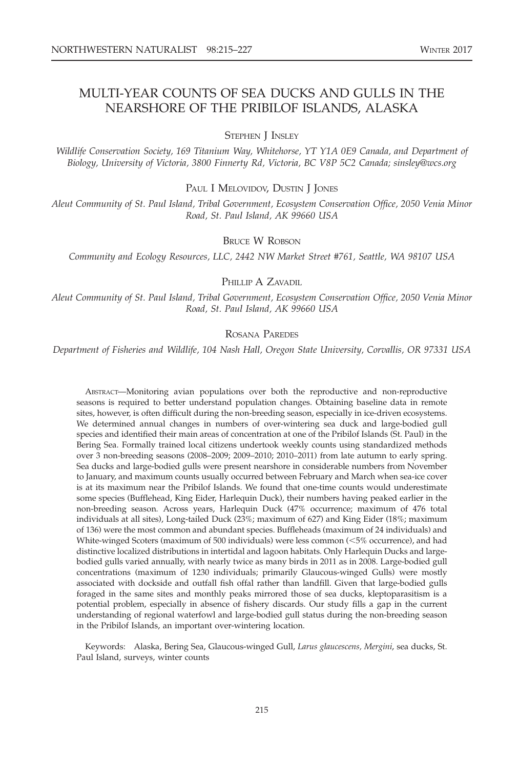# MULTI-YEAR COUNTS OF SEA DUCKS AND GULLS IN THE NEARSHORE OF THE PRIBILOF ISLANDS, ALASKA

**STEPHEN J INSLEY**

*Wildlife Conservation Society, 169 Titanium Way, Whitehorse, YT Y1A 0E9 Canada, and Department of Biology, University of Victoria, 3800 Finnerty Rd, Victoria, BC V8P 5C2 Canada; sinsley@wcs.org*

**PAUL I MELOVIDOV, DUSTIN J JONES**

*Aleut Community of St. Paul Island, Tribal Government, Ecosystem Conservation Office, 2050 Venia Minor Road, St. Paul Island, AK 99660 USA*

**BRUCE W ROBSON**

*Community and Ecology Resources, LLC, 2442 NW Market Street #761, Seattle, WA 98107 USA*

**PHILLIP A ZAVADIL**

*Aleut Community of St. Paul Island, Tribal Government, Ecosystem Conservation Office, 2050 Venia Minor Road, St. Paul Island, AK 99660 USA*

**ROSANA PAREDES**

*Department of Fisheries and Wildlife, 104 Nash Hall, Oregon State University, Corvallis, OR 97331 USA*

ABSTRACT—Monitoring avian populations over both the reproductive and non-reproductive seasons is required to better understand population changes. Obtaining baseline data in remote sites, however, is often difficult during the non-breeding season, especially in ice-driven ecosystems. We determined annual changes in numbers of over-wintering sea duck and large-bodied gull species and identified their main areas of concentration at one of the Pribilof Islands (St. Paul) in the Bering Sea. Formally trained local citizens undertook weekly counts using standardized methods over 3 non-breeding seasons (2008–2009; 2009–2010; 2010–2011) from late autumn to early spring. Sea ducks and large-bodied gulls were present nearshore in considerable numbers from November to January, and maximum counts usually occurred between February and March when sea-ice cover is at its maximum near the Pribilof Islands. We found that one-time counts would underestimate some species (Bufflehead, King Eider, Harlequin Duck), their numbers having peaked earlier in the non-breeding season. Across years, Harlequin Duck (47% occurrence; maximum of 476 total individuals at all sites), Long-tailed Duck (23%; maximum of 627) and King Eider (18%; maximum of 136) were the most common and abundant species. Buffleheads (maximum of 24 individuals) and White-winged Scoters (maximum of 500 individuals) were less common (<5% occurrence), and had distinctive localized distributions in intertidal and lagoon habitats. Only Harlequin Ducks and large-bodied gulls varied annually, with nearly twice as many birds in 2011 as in 2008. Large-bodied gull concentrations (maximum of 1230 individuals; primarily Glaucous-winged Gulls) were mostly associated with dockside and outfall fish offal rather than landfill. Given that large-bodied gulls foraged in the same sites and monthly peaks mirrored those of sea ducks, kleptoparasitism is a potential problem, especially in absence of fishery discards. Our study fills a gap in the current understanding of regional waterfowl and large-bodied gull status during the non-breeding season in the Pribilof Islands, an important over-wintering location.

Keywords: Alaska, Bering Sea, Glaucous-winged Gull, *Larus glaucescens, Mergini*, sea ducks, St. Paul Island, surveys, winter counts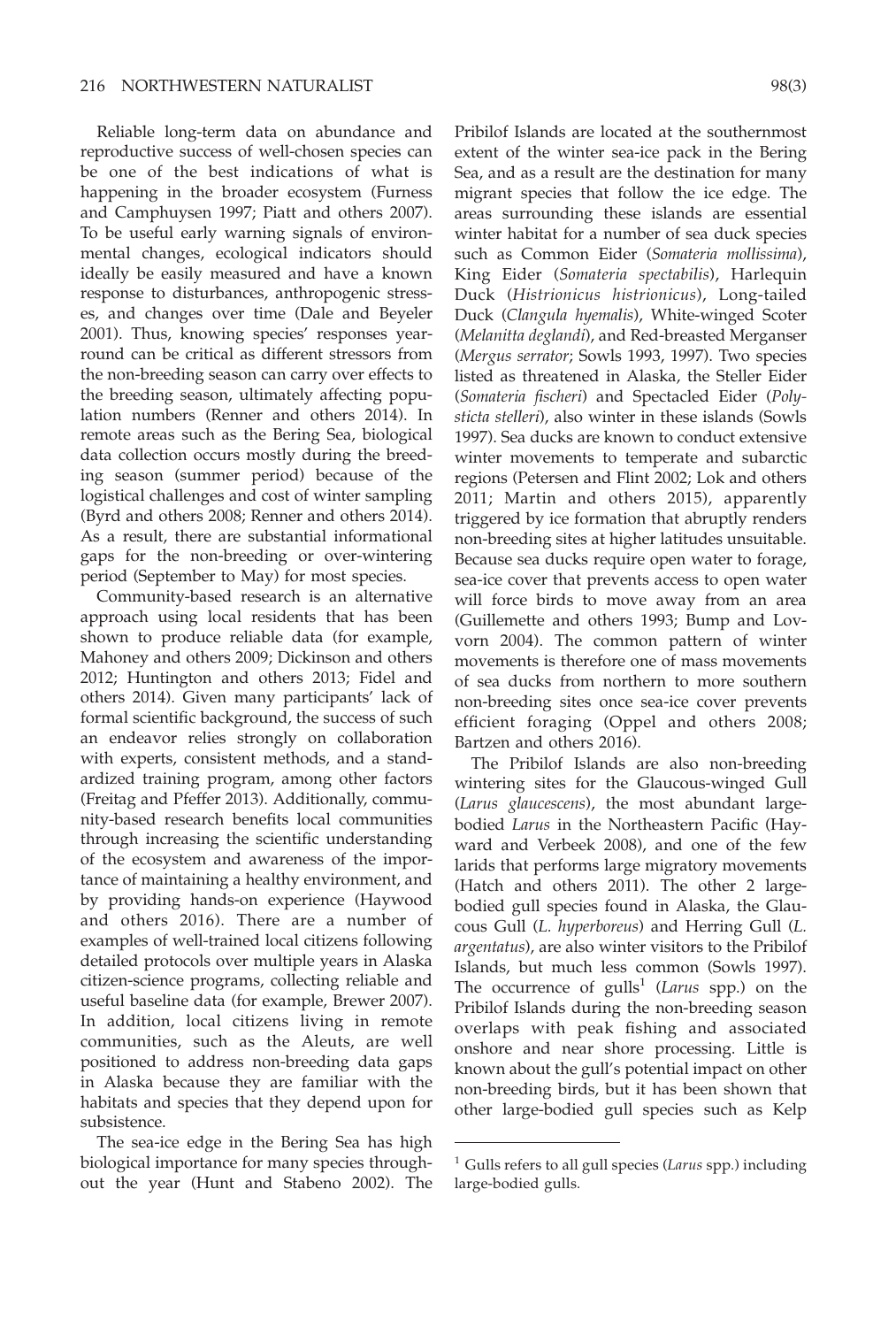Reliable long-term data on abundance and reproductive success of well-chosen species can be one of the best indications of what is happening in the broader ecosystem (Furness and Camphuysen 1997; Piatt and others 2007). To be useful early warning signals of environmental changes, ecological indicators should ideally be easily measured and have a known response to disturbances, anthropogenic stresses, and changes over time (Dale and Beyeler 2001). Thus, knowing species' responses year-round can be critical as different stressors from the non-breeding season can carry over effects to the breeding season, ultimately affecting population numbers (Renner and others 2014). In remote areas such as the Bering Sea, biological data collection occurs mostly during the breeding season (summer period) because of the logistical challenges and cost of winter sampling (Byrd and others 2008; Renner and others 2014). As a result, there are substantial informational gaps for the non-breeding or over-wintering period (September to May) for most species.

Community-based research is an alternative approach using local residents that has been shown to produce reliable data (for example, Mahoney and others 2009; Dickinson and others 2012; Huntington and others 2013; Fidel and others 2014). Given many participants' lack of formal scientific background, the success of such an endeavor relies strongly on collaboration with experts, consistent methods, and a standardized training program, among other factors (Freitag and Pfeffer 2013). Additionally, community-based research benefits local communities through increasing the scientific understanding of the ecosystem and awareness of the importance of maintaining a healthy environment, and by providing hands-on experience (Haywood and others 2016). There are a number of examples of well-trained local citizens following detailed protocols over multiple years in Alaska citizen-science programs, collecting reliable and useful baseline data (for example, Brewer 2007). In addition, local citizens living in remote communities, such as the Aleuts, are well positioned to address non-breeding data gaps in Alaska because they are familiar with the habitats and species that they depend upon for subsistence.

The sea-ice edge in the Bering Sea has high biological importance for many species throughout the year (Hunt and Stabeno 2002). The Pribilof Islands are located at the southernmost extent of the winter sea-ice pack in the Bering Sea, and as a result are the destination for many migrant species that follow the ice edge. The areas surrounding these islands are essential winter habitat for a number of sea duck species such as Common Eider (*Somateria mollissima*), King Eider (*Somateria spectabilis*), Harlequin Duck (*Histrionicus histrionicus*), Long-tailed Duck (*Clangula hyemalis*), White-winged Scoter (*Melanitta deglandi*), and Red-breasted Merganser (*Mergus serrator*; Sowls 1993, 1997). Two species listed as threatened in Alaska, the Steller Eider (*Somateria fischeri*) and Spectacled Eider (*Polysticta stelleri*), also winter in these islands (Sowls 1997). Sea ducks are known to conduct extensive winter movements to temperate and subarctic regions (Petersen and Flint 2002; Lok and others 2011; Martin and others 2015), apparently triggered by ice formation that abruptly renders non-breeding sites at higher latitudes unsuitable. Because sea ducks require open water to forage, sea-ice cover that prevents access to open water will force birds to move away from an area (Guillemette and others 1993; Bump and Lovvorn 2004). The common pattern of winter movements is therefore one of mass movements of sea ducks from northern to more southern non-breeding sites once sea-ice cover prevents efficient foraging (Oppel and others 2008; Bartzen and others 2016).

The Pribilof Islands are also non-breeding wintering sites for the Glaucous-winged Gull (*Larus glaucescens*), the most abundant large-bodied *Larus* in the Northeastern Pacific (Hayward and Verbeek 2008), and one of the few larids that performs large migratory movements (Hatch and others 2011). The other 2 large-bodied gull species found in Alaska, the Glaucous Gull (*L. hyperboreus*) and Herring Gull (*L. argentatus*), are also winter visitors to the Pribilof Islands, but much less common (Sowls 1997). The occurrence of gulls[1] (*Larus* spp.) on the Pribilof Islands during the non-breeding season overlaps with peak fishing and associated onshore and near shore processing. Little is known about the gull's potential impact on other non-breeding birds, but it has been shown that other large-bodied gull species such as Kelp

[1] Gulls refers to all gull species (*Larus* spp.) including large-bodied gulls.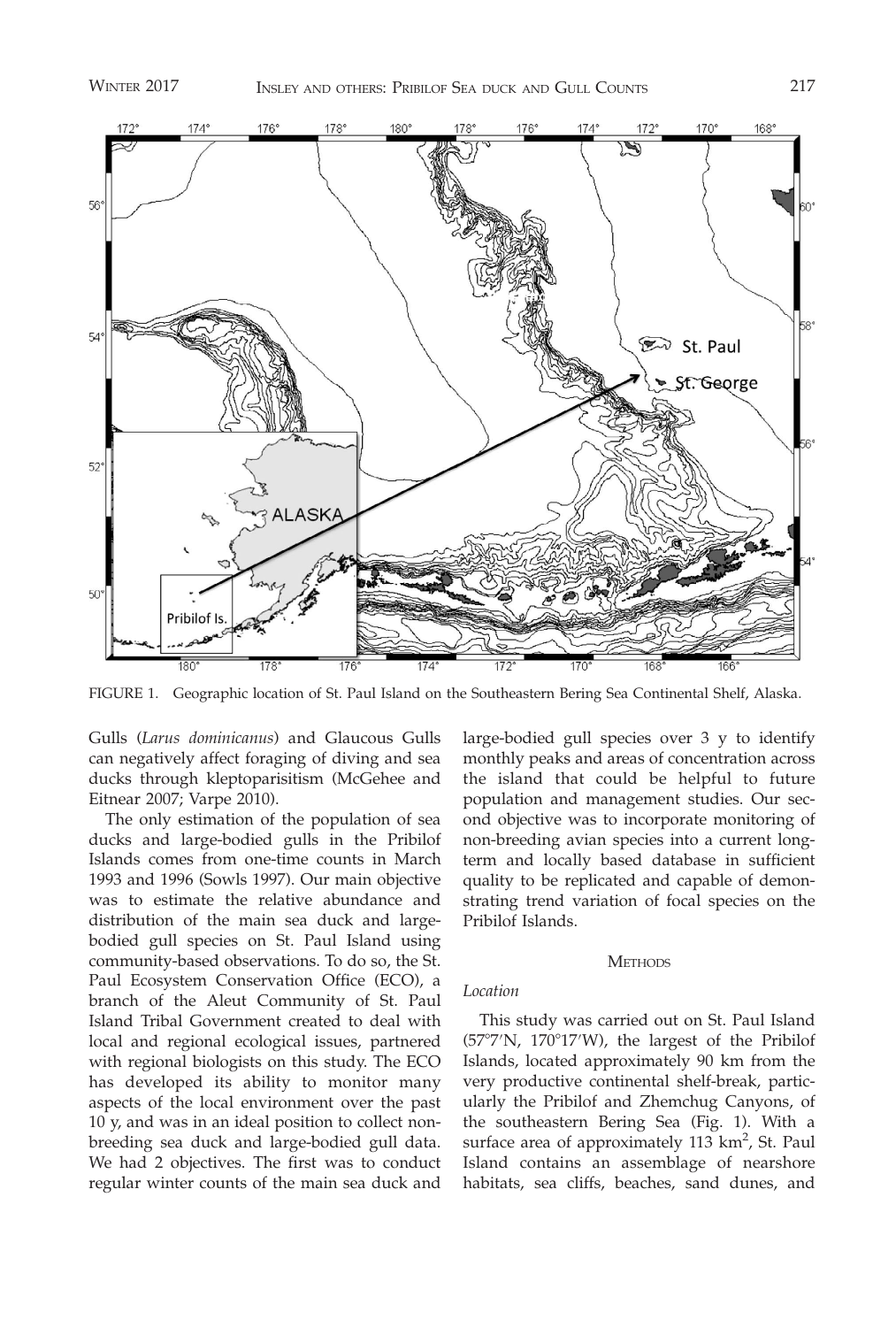FIGURE 1. Geographic location of St. Paul Island on the Southeastern Bering Sea Continental Shelf, Alaska.

Gulls (*Larus dominicanus*) and Glaucous Gulls can negatively affect foraging of diving and sea ducks through kleptoparisitism (McGehee and Eitnear 2007; Varpe 2010).

The only estimation of the population of sea ducks and large-bodied gulls in the Pribilof Islands comes from one-time counts in March 1993 and 1996 (Sowls 1997). Our main objective was to estimate the relative abundance and distribution of the main sea duck and large-bodied gull species on St. Paul Island using community-based observations. To do so, the St. Paul Ecosystem Conservation Office (ECO), a branch of the Aleut Community of St. Paul Island Tribal Government created to deal with local and regional ecological issues, partnered with regional biologists on this study. The ECO has developed its ability to monitor many aspects of the local environment over the past 10 y, and was in an ideal position to collect non-breeding sea duck and large-bodied gull data. We had 2 objectives. The first was to conduct regular winter counts of the main sea duck and large-bodied gull species over 3 y to identify monthly peaks and areas of concentration across the island that could be helpful to future population and management studies. Our second objective was to incorporate monitoring of non-breeding avian species into a current long-term and locally based database in sufficient quality to be replicated and capable of demonstrating trend variation of focal species on the Pribilof Islands.

## METHODS

### *Location*

This study was carried out on St. Paul Island (57°7′N, 170°17′W), the largest of the Pribilof Islands, located approximately 90 km from the very productive continental shelf-break, particularly the Pribilof and Zhemchug Canyons, of the southeastern Bering Sea (Fig. 1). With a surface area of approximately 113 km$^2$, St. Paul Island contains an assemblage of nearshore habitats, sea cliffs, beaches, sand dunes, and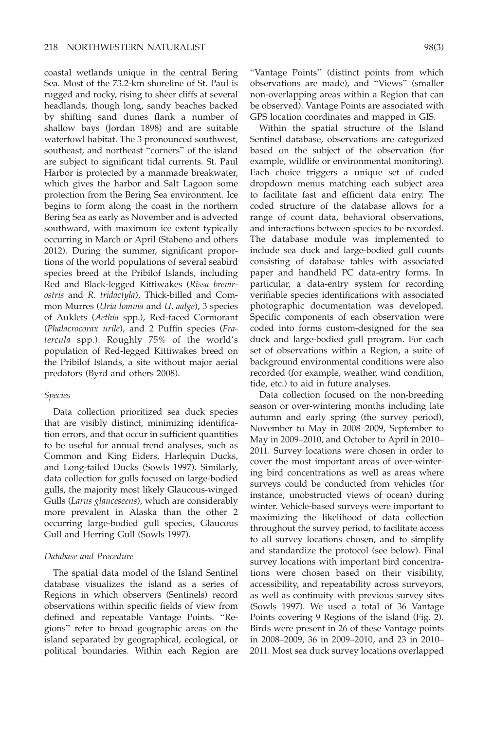coastal wetlands unique in the central Bering Sea. Most of the 73.2-km shoreline of St. Paul is rugged and rocky, rising to sheer cliffs at several headlands, though long, sandy beaches backed by shifting sand dunes flank a number of shallow bays (Jordan 1898) and are suitable waterfowl habitat. The 3 pronounced southwest, southeast, and northeast "corners" of the island are subject to significant tidal currents. St. Paul Harbor is protected by a manmade breakwater, which gives the harbor and Salt Lagoon some protection from the Bering Sea environment. Ice begins to form along the coast in the northern Bering Sea as early as November and is advected southward, with maximum ice extent typically occurring in March or April (Stabeno and others 2012). During the summer, significant proportions of the world populations of several seabird species breed at the Pribilof Islands, including Red and Black-legged Kittiwakes (*Rissa brevirostris* and *R. tridactyla*), Thick-billed and Common Murres (*Uria lomvia* and *U. aalge*), 3 species of Auklets (*Aethia* spp.), Red-faced Cormorant (*Phalacrocorax urile*), and 2 Puffin species (*Fratercula* spp.). Roughly 75% of the world's population of Red-legged Kittiwakes breed on the Pribilof Islands, a site without major aerial predators (Byrd and others 2008).

### *Species*

Data collection prioritized sea duck species that are visibly distinct, minimizing identification errors, and that occur in sufficient quantities to be useful for annual trend analyses, such as Common and King Eiders, Harlequin Ducks, and Long-tailed Ducks (Sowls 1997). Similarly, data collection for gulls focused on large-bodied gulls, the majority most likely Glaucous-winged Gulls (*Larus glaucescens*), which are considerably more prevalent in Alaska than the other 2 occurring large-bodied gull species, Glaucous Gull and Herring Gull (Sowls 1997).

### *Database and Procedure*

The spatial data model of the Island Sentinel database visualizes the island as a series of Regions in which observers (Sentinels) record observations within specific fields of view from defined and repeatable Vantage Points. "Regions" refer to broad geographic areas on the island separated by geographical, ecological, or political boundaries. Within each Region are "Vantage Points" (distinct points from which observations are made), and "Views" (smaller non-overlapping areas within a Region that can be observed). Vantage Points are associated with GPS location coordinates and mapped in GIS.

Within the spatial structure of the Island Sentinel database, observations are categorized based on the subject of the observation (for example, wildlife or environmental monitoring). Each choice triggers a unique set of coded dropdown menus matching each subject area to facilitate fast and efficient data entry. The coded structure of the database allows for a range of count data, behavioral observations, and interactions between species to be recorded. The database module was implemented to include sea duck and large-bodied gull counts consisting of database tables with associated paper and handheld PC data-entry forms. In particular, a data-entry system for recording verifiable species identifications with associated photographic documentation was developed. Specific components of each observation were coded into forms custom-designed for the sea duck and large-bodied gull program. For each set of observations within a Region, a suite of background environmental conditions were also recorded (for example, weather, wind condition, tide, etc.) to aid in future analyses.

Data collection focused on the non-breeding season or over-wintering months including late autumn and early spring (the survey period), November to May in 2008–2009, September to May in 2009–2010, and October to April in 2010–2011. Survey locations were chosen in order to cover the most important areas of over-wintering bird concentrations as well as areas where surveys could be conducted from vehicles (for instance, unobstructed views of ocean) during winter. Vehicle-based surveys were important to maximizing the likelihood of data collection throughout the survey period, to facilitate access to all survey locations chosen, and to simplify and standardize the protocol (see below). Final survey locations with important bird concentrations were chosen based on their visibility, accessibility, and repeatability across surveyors, as well as continuity with previous survey sites (Sowls 1997). We used a total of 36 Vantage Points covering 9 Regions of the island (Fig. 2). Birds were present in 26 of these Vantage points in 2008–2009, 36 in 2009–2010, and 23 in 2010–2011. Most sea duck survey locations overlapped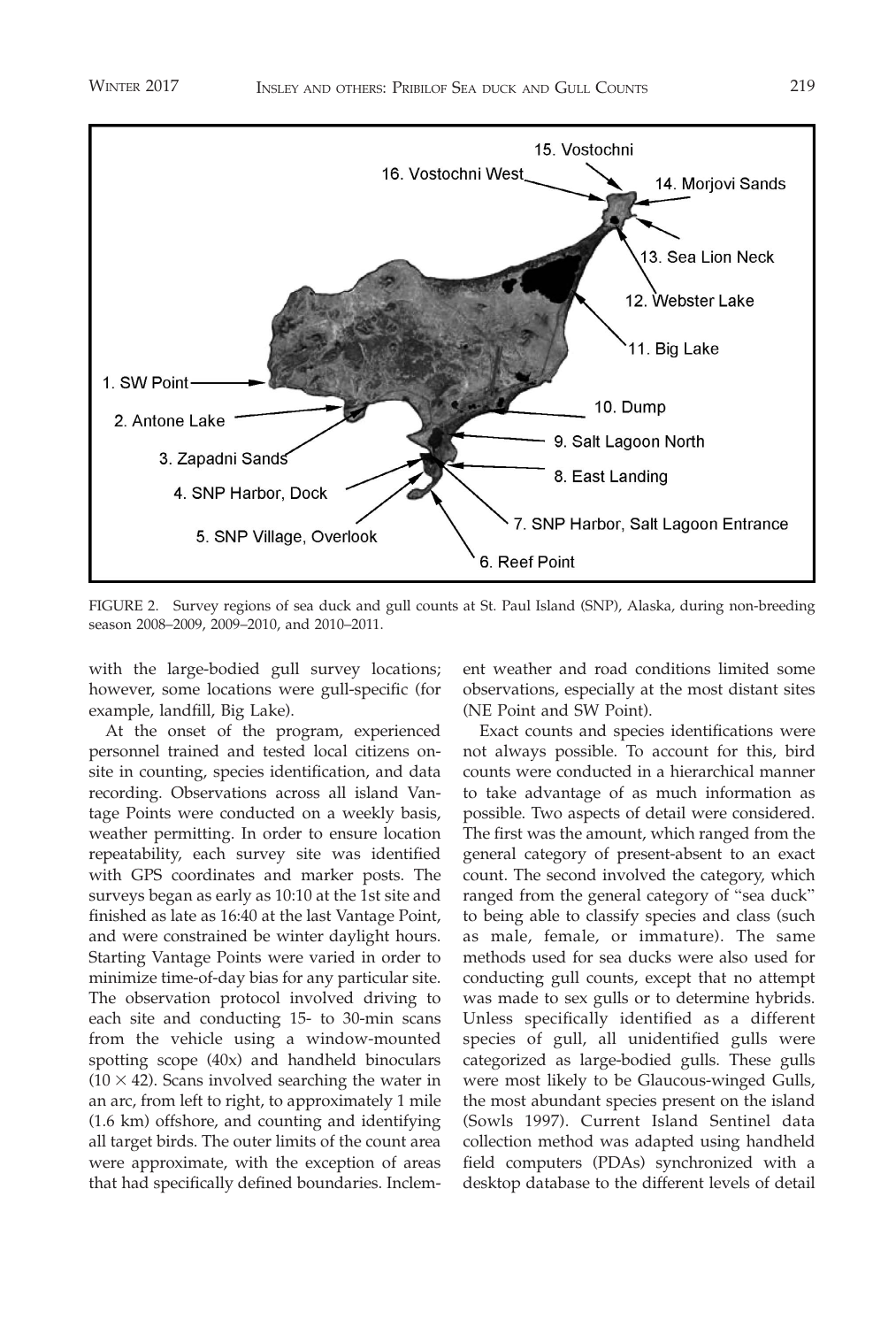FIGURE 2. Survey regions of sea duck and gull counts at St. Paul Island (SNP), Alaska, during non-breeding season 2008–2009, 2009–2010, and 2010–2011.

with the large-bodied gull survey locations; however, some locations were gull-specific (for example, landfill, Big Lake).

At the onset of the program, experienced personnel trained and tested local citizens on-site in counting, species identification, and data recording. Observations across all island Vantage Points were conducted on a weekly basis, weather permitting. In order to ensure location repeatability, each survey site was identified with GPS coordinates and marker posts. The surveys began as early as 10:10 at the 1st site and finished as late as 16:40 at the last Vantage Point, and were constrained be winter daylight hours. Starting Vantage Points were varied in order to minimize time-of-day bias for any particular site. The observation protocol involved driving to each site and conducting 15- to 30-min scans from the vehicle using a window-mounted spotting scope (40x) and handheld binoculars ($10 \times 42$). Scans involved searching the water in an arc, from left to right, to approximately 1 mile (1.6 km) offshore, and counting and identifying all target birds. The outer limits of the count area were approximate, with the exception of areas that had specifically defined boundaries. Inclement weather and road conditions limited some observations, especially at the most distant sites (NE Point and SW Point).

Exact counts and species identifications were not always possible. To account for this, bird counts were conducted in a hierarchical manner to take advantage of as much information as possible. Two aspects of detail were considered. The first was the amount, which ranged from the general category of present-absent to an exact count. The second involved the category, which ranged from the general category of "sea duck" to being able to classify species and class (such as male, female, or immature). The same methods used for sea ducks were also used for conducting gull counts, except that no attempt was made to sex gulls or to determine hybrids. Unless specifically identified as a different species of gull, all unidentified gulls were categorized as large-bodied gulls. These gulls were most likely to be Glaucous-winged Gulls, the most abundant species present on the island (Sowls 1997). Current Island Sentinel data collection method was adapted using handheld field computers (PDAs) synchronized with a desktop database to the different levels of detail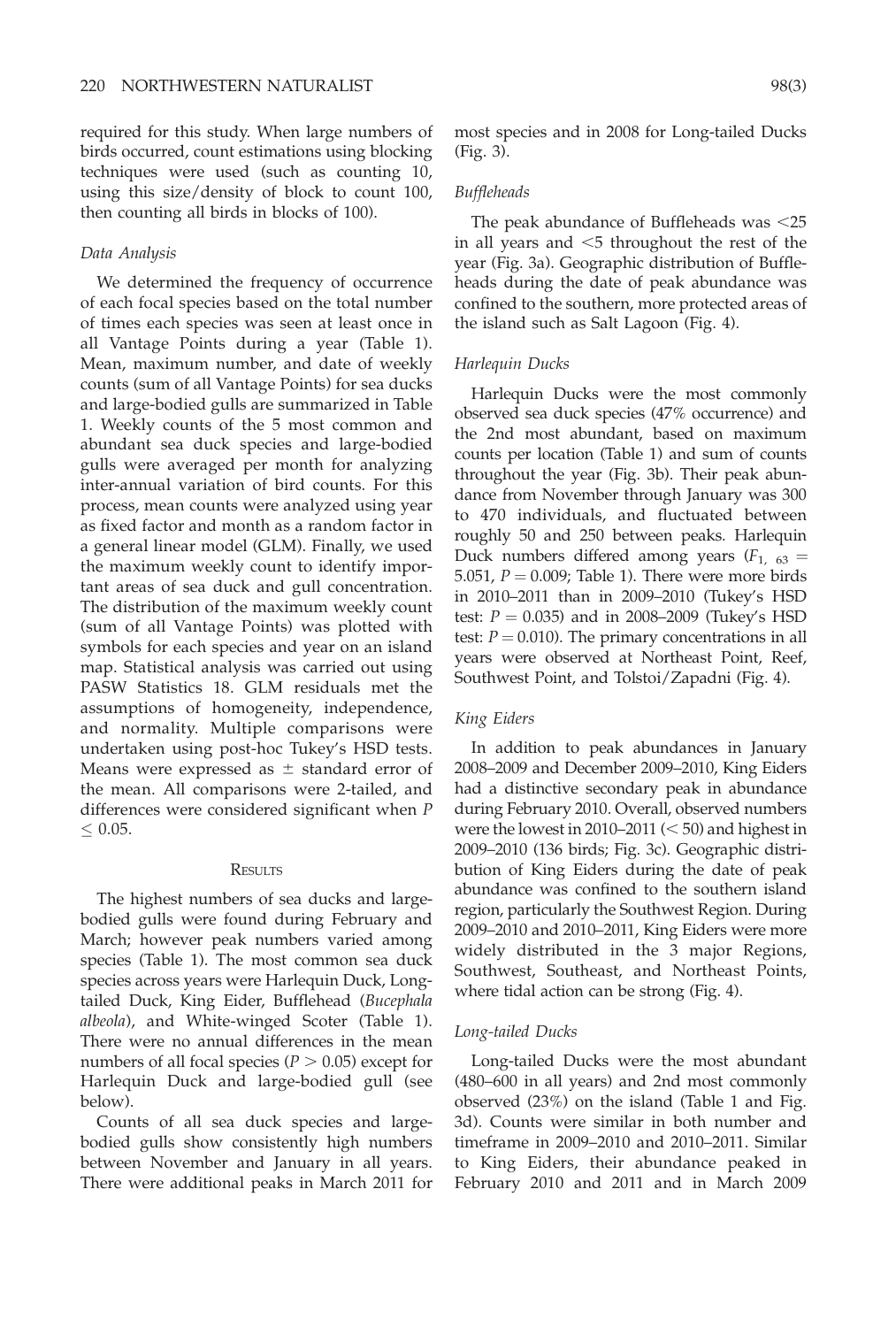required for this study. When large numbers of birds occurred, count estimations using blocking techniques were used (such as counting 10, using this size/density of block to count 100, then counting all birds in blocks of 100).

### Data Analysis

We determined the frequency of occurrence of each focal species based on the total number of times each species was seen at least once in all Vantage Points during a year (Table 1). Mean, maximum number, and date of weekly counts (sum of all Vantage Points) for sea ducks and large-bodied gulls are summarized in Table 1. Weekly counts of the 5 most common and abundant sea duck species and large-bodied gulls were averaged per month for analyzing inter-annual variation of bird counts. For this process, mean counts were analyzed using year as fixed factor and month as a random factor in a general linear model (GLM). Finally, we used the maximum weekly count to identify important areas of sea duck and gull concentration. The distribution of the maximum weekly count (sum of all Vantage Points) was plotted with symbols for each species and year on an island map. Statistical analysis was carried out using PASW Statistics 18. GLM residuals met the assumptions of homogeneity, independence, and normality. Multiple comparisons were undertaken using post-hoc Tukey's HSD tests. Means were expressed as $\pm$ standard error of the mean. All comparisons were 2-tailed, and differences were considered significant when $P \leq 0.05$.

## Results

The highest numbers of sea ducks and large-bodied gulls were found during February and March; however peak numbers varied among species (Table 1). The most common sea duck species across years were Harlequin Duck, Long-tailed Duck, King Eider, Bufflehead (*Bucephala albeola*), and White-winged Scoter (Table 1). There were no annual differences in the mean numbers of all focal species ($P > 0.05$) except for Harlequin Duck and large-bodied gull (see below).

Counts of all sea duck species and large-bodied gulls show consistently high numbers between November and January in all years. There were additional peaks in March 2011 for most species and in 2008 for Long-tailed Ducks (Fig. 3).

### *Buffleheads*

The peak abundance of Buffleheads was $<25$ in all years and $<5$ throughout the rest of the year (Fig. 3a). Geographic distribution of Buffleheads during the date of peak abundance was confined to the southern, more protected areas of the island such as Salt Lagoon (Fig. 4).

### *Harlequin Ducks*

Harlequin Ducks were the most commonly observed sea duck species (47% occurrence) and the 2nd most abundant, based on maximum counts per location (Table 1) and sum of counts throughout the year (Fig. 3b). Their peak abundance from November through January was 300 to 470 individuals, and fluctuated between roughly 50 and 250 between peaks. Harlequin Duck numbers differed among years ($F_{1,\ 63} = 5.051$, $P = 0.009$; Table 1). There were more birds in 2010–2011 than in 2009–2010 (Tukey's HSD test: $P = 0.035$) and in 2008–2009 (Tukey's HSD test: $P = 0.010$). The primary concentrations in all years were observed at Northeast Point, Reef, Southwest Point, and Tolstoi/Zapadni (Fig. 4).

### *King Eiders*

In addition to peak abundances in January 2008–2009 and December 2009–2010, King Eiders had a distinctive secondary peak in abundance during February 2010. Overall, observed numbers were the lowest in 2010–2011 ($< 50$) and highest in 2009–2010 (136 birds; Fig. 3c). Geographic distribution of King Eiders during the date of peak abundance was confined to the southern island region, particularly the Southwest Region. During 2009–2010 and 2010–2011, King Eiders were more widely distributed in the 3 major Regions, Southwest, Southeast, and Northeast Points, where tidal action can be strong (Fig. 4).

### *Long-tailed Ducks*

Long-tailed Ducks were the most abundant (480–600 in all years) and 2nd most commonly observed (23%) on the island (Table 1 and Fig. 3d). Counts were similar in both number and timeframe in 2009–2010 and 2010–2011. Similar to King Eiders, their abundance peaked in February 2010 and 2011 and in March 2009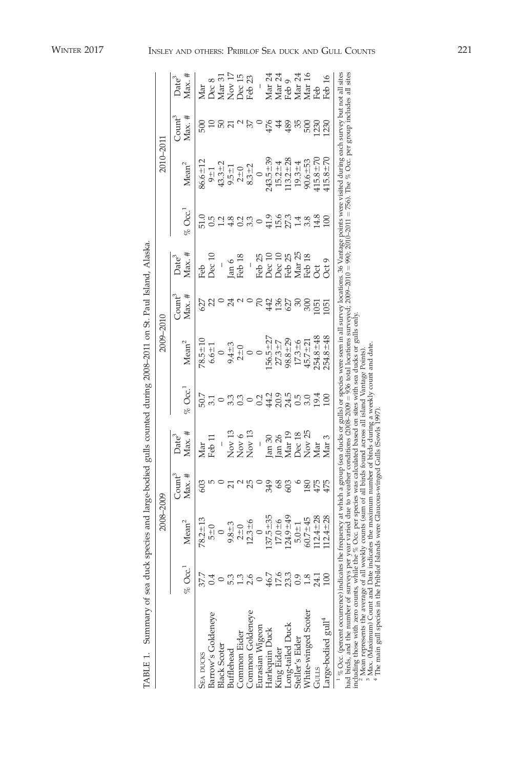TABLE 1. Summary of sea duck species and large-bodied gulls counted during 2008–2011 on St. Paul Island, Alaska.

| | 2008–2009 | | | | 2009–2010 | | | | 2010–2011 | | | |
|---|---|---|---|---|---|---|---|---|---|---|---|---|
| | % Occ.[1] | Mean[2] | Count[3] Max. # | Date[3] Max. # | % Occ.[1] | Mean[2] | Count[3] Max. # | Date[3] Max. # | % Occ.[1] | Mean[2] | Count[3] Max. # | Date[3] Max. # |
| SEA DUCKS | 37.7 | 78.2±13 | 603 | Mar | 50.7 | 78.5±10 | 627 | Feb | 51.0 | 86.6±12 | 500 | Mar |
| Barrow's Goldeneye | 0.4 | 5±0 | 5 | Feb 11 | 3.1 | 6.6±1 | 22 | Dec 10 | 0.5 | 9±1 | 10 | Dec 8 |
| Black Scoter | 0 | 0 | 0 | – | 0 | 0 | 0 | – | 1.2 | 43.3±2 | 50 | Mar 31 |
| Bufflehead | 5.3 | 9.8±3 | 21 | Nov 13 | 3.3 | 9.4±3 | 24 | Jan 6 | 4.8 | 9.5±1 | 21 | Nov 17 |
| Common Eider | 1.3 | 2±0 | 2 | Nov 6 | 0.3 | 2±0 | 2 | Feb 18 | 0.2 | 2±0 | 2 | Dec 15 |
| Common Goldeneye | 2.6 | 12.3±6 | 25 | Nov 13 | 0 | 0 | 0 | – | 3.3 | 8.3±2 | 37 | Feb 23 |
| Eurasian Wigeon | 0 | 0 | 0 | – | 0.2 | 0 | 70 | Feb 25 | 0 | 0 | 0 | – |
| Harlequin Duck | 46.7 | 137.5±35 | 349 | Jan 30 | 44.2 | 156.5±27 | 442 | Dec 10 | 41.9 | 243.5±39 | 476 | Mar 24 |
| King Eider | 17.6 | 17.0±6 | 68 | Jan 26 | 20.9 | 27.3±7 | 136 | Dec 10 | 15.6 | 15.2±4 | 44 | Mar 24 |
| Long-tailed Duck | 23.3 | 124.9±49 | 603 | Mar 19 | 24.5 | 98.8±29 | 627 | Feb 25 | 27.3 | 113.2±28 | 489 | Feb 9 |
| Steller's Eider | 0.9 | 5.0±1 | 6 | Dec 18 | 0.5 | 17.3±6 | 30 | Mar 25 | 1.4 | 19.3±4 | 35 | Mar 24 |
| White-winged Scoter | 1.8 | 60.7±45 | 180 | Nov 25 | 3.0 | 45.7±21 | 300 | Feb 18 | 3.8 | 90.6±53 | 500 | Mar 16 |
| GULLS | 24.1 | 112.4±28 | 475 | Mar | 19.4 | 254.8±48 | 1051 | Oct | 14.8 | 415.8±70 | 1230 | Feb |
| Large-bodied gull[4] | 100 | 112.4±28 | 475 | Mar 3 | 100 | 254.8±48 | 1051 | Oct 9 | 100 | 415.8±70 | 1230 | Feb 16 |

[1] % Occ. (percent occurrence) indicates the frequency at which a group (sea ducks or gulls) or species were seen in all survey locations. 36 Vantage points were visited during each survey but not all sites had birds, and the number of surveys per year varied due to weather conditions (2008–2009 = 936 total locations surveyed; 2009–2010 = 990; 2010–2011 = 756). The % Occ. per group includes all sites including those with zero counts, while the % Occ. per species was calculated based on sites with sea ducks or gulls only.

[2] Mean represents the average of all weekly counts (sum of all birds found across all island Vantage Points).

[3] Max. (Maximum) Count and Date indicates the maximum number of birds during a weekly count and date.

[4] The main gull species in the Pribilof Islands were Glaucous-winged Gulls (Sowls 1997).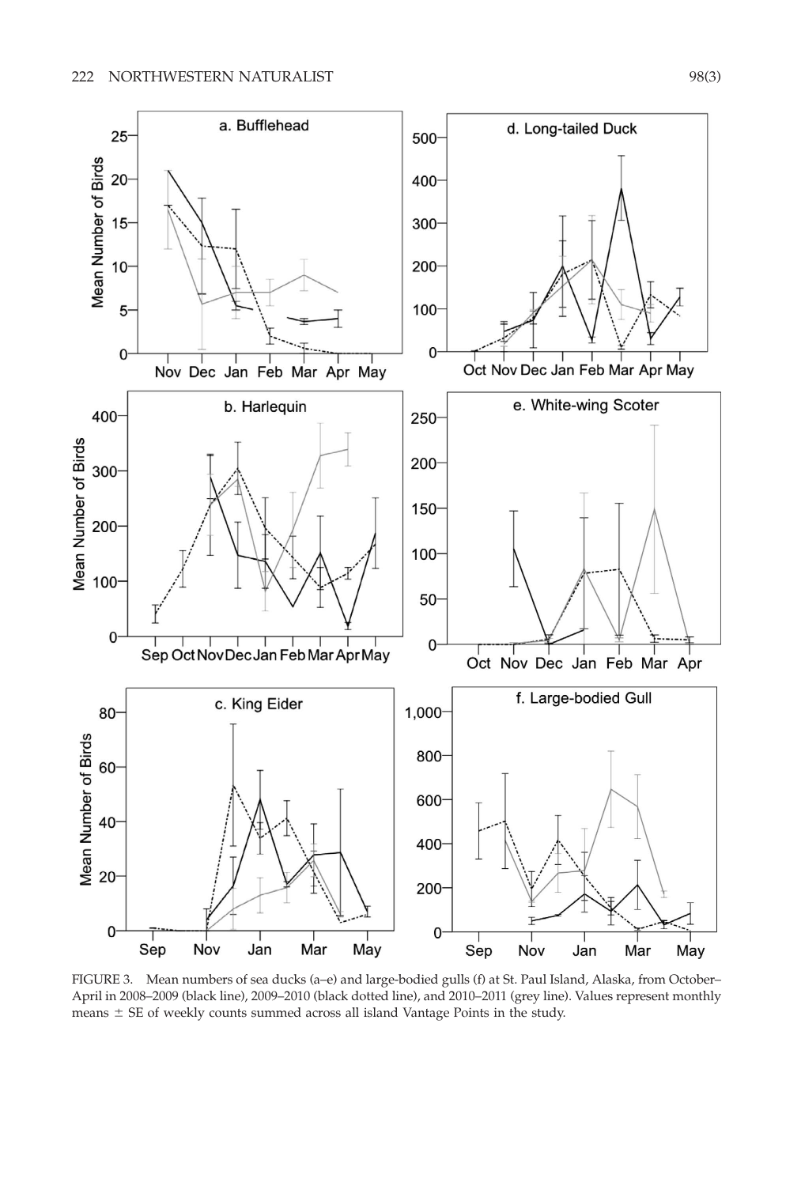FIGURE 3. Mean numbers of sea ducks (a–e) and large-bodied gulls (f) at St. Paul Island, Alaska, from October–April in 2008–2009 (black line), 2009–2010 (black dotted line), and 2010–2011 (grey line). Values represent monthly means ± SE of weekly counts summed across all island Vantage Points in the study.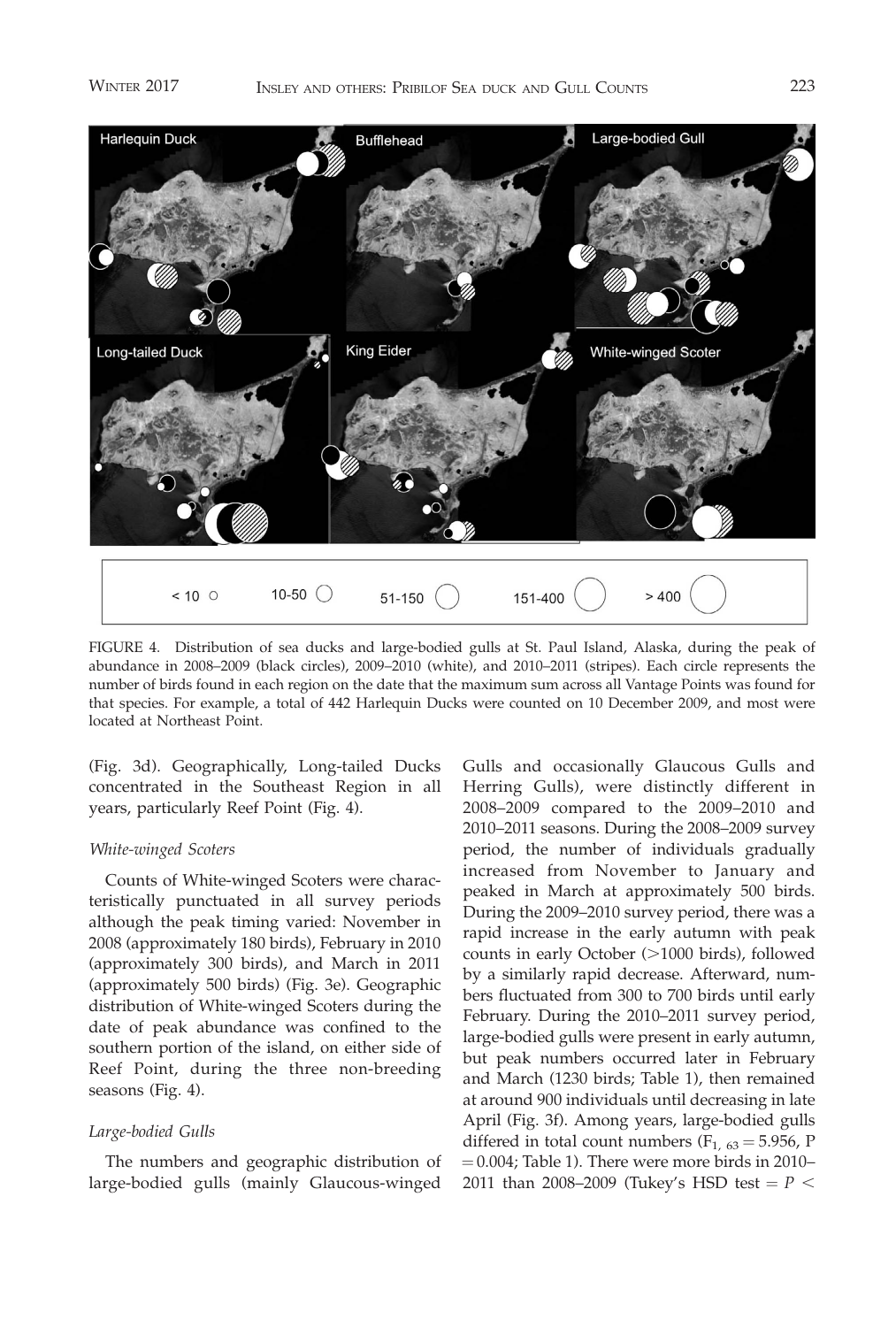FIGURE 4. Distribution of sea ducks and large-bodied gulls at St. Paul Island, Alaska, during the peak of abundance in 2008–2009 (black circles), 2009–2010 (white), and 2010–2011 (stripes). Each circle represents the number of birds found in each region on the date that the maximum sum across all Vantage Points was found for that species. For example, a total of 442 Harlequin Ducks were counted on 10 December 2009, and most were located at Northeast Point.

(Fig. 3d). Geographically, Long-tailed Ducks concentrated in the Southeast Region in all years, particularly Reef Point (Fig. 4).

*White-winged Scoters*

Counts of White-winged Scoters were characteristically punctuated in all survey periods although the peak timing varied: November in 2008 (approximately 180 birds), February in 2010 (approximately 300 birds), and March in 2011 (approximately 500 birds) (Fig. 3e). Geographic distribution of White-winged Scoters during the date of peak abundance was confined to the southern portion of the island, on either side of Reef Point, during the three non-breeding seasons (Fig. 4).

*Large-bodied Gulls*

The numbers and geographic distribution of large-bodied gulls (mainly Glaucous-winged Gulls and occasionally Glaucous Gulls and Herring Gulls), were distinctly different in 2008–2009 compared to the 2009–2010 and 2010–2011 seasons. During the 2008–2009 survey period, the number of individuals gradually increased from November to January and peaked in March at approximately 500 birds. During the 2009–2010 survey period, there was a rapid increase in the early autumn with peak counts in early October (>1000 birds), followed by a similarly rapid decrease. Afterward, numbers fluctuated from 300 to 700 birds until early February. During the 2010–2011 survey period, large-bodied gulls were present in early autumn, but peak numbers occurred later in February and March (1230 birds; Table 1), then remained at around 900 individuals until decreasing in late April (Fig. 3f). Among years, large-bodied gulls differed in total count numbers ($F_{1,\ 63} = 5.956$, $P = 0.004$; Table 1). There were more birds in 2010–2011 than 2008–2009 (Tukey's HSD test = $P <$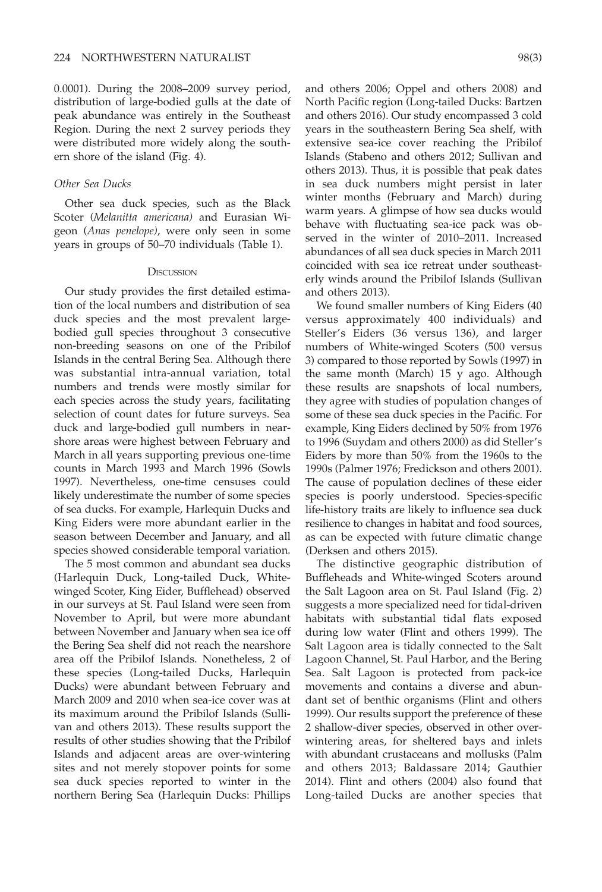0.0001). During the 2008–2009 survey period, distribution of large-bodied gulls at the date of peak abundance was entirely in the Southeast Region. During the next 2 survey periods they were distributed more widely along the southern shore of the island (Fig. 4).

### Other Sea Ducks

Other sea duck species, such as the Black Scoter (*Melanitta americana)* and Eurasian Wigeon (*Anas penelope*), were only seen in some years in groups of 50–70 individuals (Table 1).

## Discussion

Our study provides the first detailed estimation of the local numbers and distribution of sea duck species and the most prevalent large-bodied gull species throughout 3 consecutive non-breeding seasons on one of the Pribilof Islands in the central Bering Sea. Although there was substantial intra-annual variation, total numbers and trends were mostly similar for each species across the study years, facilitating selection of count dates for future surveys. Sea duck and large-bodied gull numbers in near-shore areas were highest between February and March in all years supporting previous one-time counts in March 1993 and March 1996 (Sowls 1997). Nevertheless, one-time censuses could likely underestimate the number of some species of sea ducks. For example, Harlequin Ducks and King Eiders were more abundant earlier in the season between December and January, and all species showed considerable temporal variation.

The 5 most common and abundant sea ducks (Harlequin Duck, Long-tailed Duck, White-winged Scoter, King Eider, Bufflehead) observed in our surveys at St. Paul Island were seen from November to April, but were more abundant between November and January when sea ice off the Bering Sea shelf did not reach the nearshore area off the Pribilof Islands. Nonetheless, 2 of these species (Long-tailed Ducks, Harlequin Ducks) were abundant between February and March 2009 and 2010 when sea-ice cover was at its maximum around the Pribilof Islands (Sullivan and others 2013). These results support the results of other studies showing that the Pribilof Islands and adjacent areas are over-wintering sites and not merely stopover points for some sea duck species reported to winter in the northern Bering Sea (Harlequin Ducks: Phillips and others 2006; Oppel and others 2008) and North Pacific region (Long-tailed Ducks: Bartzen and others 2016). Our study encompassed 3 cold years in the southeastern Bering Sea shelf, with extensive sea-ice cover reaching the Pribilof Islands (Stabeno and others 2012; Sullivan and others 2013). Thus, it is possible that peak dates in sea duck numbers might persist in later winter months (February and March) during warm years. A glimpse of how sea ducks would behave with fluctuating sea-ice pack was observed in the winter of 2010–2011. Increased abundances of all sea duck species in March 2011 coincided with sea ice retreat under southeasterly winds around the Pribilof Islands (Sullivan and others 2013).

We found smaller numbers of King Eiders (40 versus approximately 400 individuals) and Steller's Eiders (36 versus 136), and larger numbers of White-winged Scoters (500 versus 3) compared to those reported by Sowls (1997) in the same month (March) 15 y ago. Although these results are snapshots of local numbers, they agree with studies of population changes of some of these sea duck species in the Pacific. For example, King Eiders declined by 50% from 1976 to 1996 (Suydam and others 2000) as did Steller's Eiders by more than 50% from the 1960s to the 1990s (Palmer 1976; Fredickson and others 2001). The cause of population declines of these eider species is poorly understood. Species-specific life-history traits are likely to influence sea duck resilience to changes in habitat and food sources, as can be expected with future climatic change (Derksen and others 2015).

The distinctive geographic distribution of Buffleheads and White-winged Scoters around the Salt Lagoon area on St. Paul Island (Fig. 2) suggests a more specialized need for tidal-driven habitats with substantial tidal flats exposed during low water (Flint and others 1999). The Salt Lagoon area is tidally connected to the Salt Lagoon Channel, St. Paul Harbor, and the Bering Sea. Salt Lagoon is protected from pack-ice movements and contains a diverse and abundant set of benthic organisms (Flint and others 1999). Our results support the preference of these 2 shallow-diver species, observed in other overwintering areas, for sheltered bays and inlets with abundant crustaceans and mollusks (Palm and others 2013; Baldassare 2014; Gauthier 2014). Flint and others (2004) also found that Long-tailed Ducks are another species that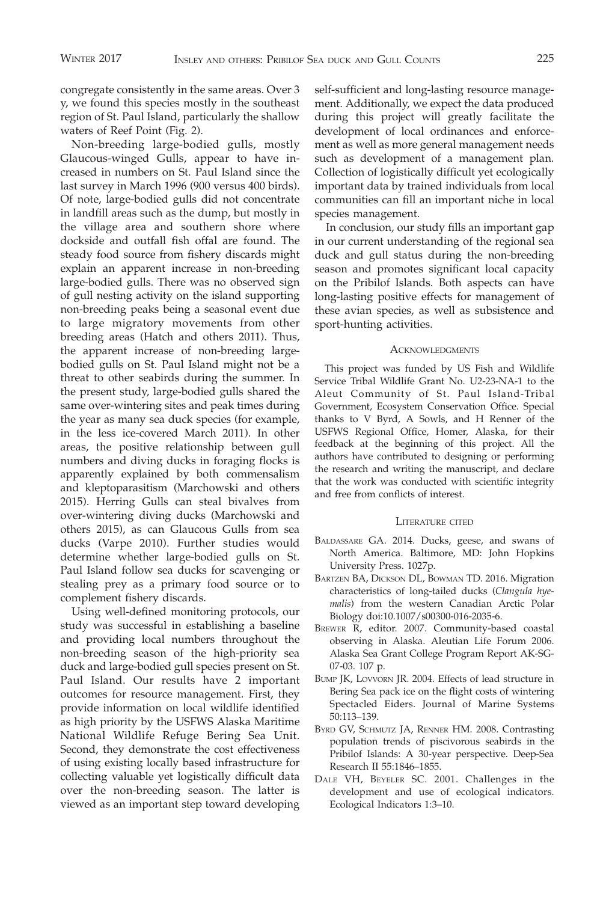congregate consistently in the same areas. Over 3 y, we found this species mostly in the southeast region of St. Paul Island, particularly the shallow waters of Reef Point (Fig. 2).

Non-breeding large-bodied gulls, mostly Glaucous-winged Gulls, appear to have increased in numbers on St. Paul Island since the last survey in March 1996 (900 versus 400 birds). Of note, large-bodied gulls did not concentrate in landfill areas such as the dump, but mostly in the village area and southern shore where dockside and outfall fish offal are found. The steady food source from fishery discards might explain an apparent increase in non-breeding large-bodied gulls. There was no observed sign of gull nesting activity on the island supporting non-breeding peaks being a seasonal event due to large migratory movements from other breeding areas (Hatch and others 2011). Thus, the apparent increase of non-breeding large-bodied gulls on St. Paul Island might not be a threat to other seabirds during the summer. In the present study, large-bodied gulls shared the same over-wintering sites and peak times during the year as many sea duck species (for example, in the less ice-covered March 2011). In other areas, the positive relationship between gull numbers and diving ducks in foraging flocks is apparently explained by both commensalism and kleptoparasitism (Marchowski and others 2015). Herring Gulls can steal bivalves from over-wintering diving ducks (Marchowski and others 2015), as can Glaucous Gulls from sea ducks (Varpe 2010). Further studies would determine whether large-bodied gulls on St. Paul Island follow sea ducks for scavenging or stealing prey as a primary food source or to complement fishery discards.

Using well-defined monitoring protocols, our study was successful in establishing a baseline and providing local numbers throughout the non-breeding season of the high-priority sea duck and large-bodied gull species present on St. Paul Island. Our results have 2 important outcomes for resource management. First, they provide information on local wildlife identified as high priority by the USFWS Alaska Maritime National Wildlife Refuge Bering Sea Unit. Second, they demonstrate the cost effectiveness of using existing locally based infrastructure for collecting valuable yet logistically difficult data over the non-breeding season. The latter is viewed as an important step toward developing self-sufficient and long-lasting resource management. Additionally, we expect the data produced during this project will greatly facilitate the development of local ordinances and enforcement as well as more general management needs such as development of a management plan. Collection of logistically difficult yet ecologically important data by trained individuals from local communities can fill an important niche in local species management.

In conclusion, our study fills an important gap in our current understanding of the regional sea duck and gull status during the non-breeding season and promotes significant local capacity on the Pribilof Islands. Both aspects can have long-lasting positive effects for management of these avian species, as well as subsistence and sport-hunting activities.

## Acknowledgments

This project was funded by US Fish and Wildlife Service Tribal Wildlife Grant No. U2-23-NA-1 to the Aleut Community of St. Paul Island-Tribal Government, Ecosystem Conservation Office. Special thanks to V Byrd, A Sowls, and H Renner of the USFWS Regional Office, Homer, Alaska, for their feedback at the beginning of this project. All the authors have contributed to designing or performing the research and writing the manuscript, and declare that the work was conducted with scientific integrity and free from conflicts of interest.

## Literature cited

Baldassare GA. 2014. Ducks, geese, and swans of North America. Baltimore, MD: John Hopkins University Press. 1027p.

Bartzen BA, Dickson DL, Bowman TD. 2016. Migration characteristics of long-tailed ducks (*Clangula hyemalis*) from the western Canadian Arctic Polar Biology doi:10.1007/s00300-016-2035-6.

Brewer R, editor. 2007. Community-based coastal observing in Alaska. Aleutian Life Forum 2006. Alaska Sea Grant College Program Report AK-SG-07-03. 107 p.

Bump JK, Lovvorn JR. 2004. Effects of lead structure in Bering Sea pack ice on the flight costs of wintering Spectacled Eiders. Journal of Marine Systems 50:113–139.

Byrd GV, Schmutz JA, Renner HM. 2008. Contrasting population trends of piscivorous seabirds in the Pribilof Islands: A 30-year perspective. Deep-Sea Research II 55:1846–1855.

Dale VH, Beyeler SC. 2001. Challenges in the development and use of ecological indicators. Ecological Indicators 1:3–10.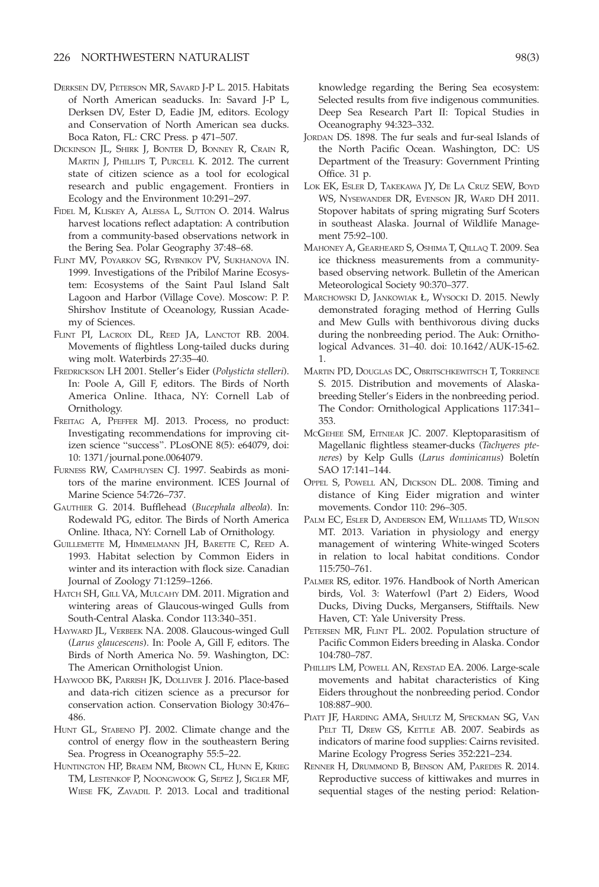Derksen DV, Peterson MR, Savard J-P L. 2015. Habitats of North American seaducks. In: Savard J-P L, Derksen DV, Ester D, Eadie JM, editors. Ecology and Conservation of North American sea ducks. Boca Raton, FL: CRC Press. p 471–507.

Dickinson JL, Shirk J, Bonter D, Bonney R, Crain R, Martin J, Phillips T, Purcell K. 2012. The current state of citizen science as a tool for ecological research and public engagement. Frontiers in Ecology and the Environment 10:291–297.

Fidel M, Kliskey A, Alessa L, Sutton O. 2014. Walrus harvest locations reflect adaptation: A contribution from a community-based observations network in the Bering Sea. Polar Geography 37:48–68.

Flint MV, Poyarkov SG, Rybnikov PV, Sukhanova IN. 1999. Investigations of the Pribilof Marine Ecosystem: Ecosystems of the Saint Paul Island Salt Lagoon and Harbor (Village Cove). Moscow: P. P. Shirshov Institute of Oceanology, Russian Academy of Sciences.

Flint PI, Lacroix DL, Reed JA, Lanctot RB. 2004. Movements of flightless Long-tailed ducks during wing molt. Waterbirds 27:35–40.

Fredrickson LH 2001. Steller's Eider (*Polysticta stelleri*). In: Poole A, Gill F, editors. The Birds of North America Online. Ithaca, NY: Cornell Lab of Ornithology.

Freitag A, Pfeffer MJ. 2013. Process, no product: Investigating recommendations for improving citizen science "success". PLosONE 8(5): e64079, doi: 10: 1371/journal.pone.0064079.

Furness RW, Camphuysen CJ. 1997. Seabirds as monitors of the marine environment. ICES Journal of Marine Science 54:726–737.

Gauthier G. 2014. Bufflehead (*Bucephala albeola*). In: Rodewald PG, editor. The Birds of North America Online. Ithaca, NY: Cornell Lab of Ornithology.

Guillemette M, Himmelmann JH, Barette C, Reed A. 1993. Habitat selection by Common Eiders in winter and its interaction with flock size. Canadian Journal of Zoology 71:1259–1266.

Hatch SH, Gill VA, Mulcahy DM. 2011. Migration and wintering areas of Glaucous-winged Gulls from South-Central Alaska. Condor 113:340–351.

Hayward JL, Verbeek NA. 2008. Glaucous-winged Gull (*Larus glaucescens*). In: Poole A, Gill F, editors. The Birds of North America No. 59. Washington, DC: The American Ornithologist Union.

Haywood BK, Parrish JK, Dolliver J. 2016. Place-based and data-rich citizen science as a precursor for conservation action. Conservation Biology 30:476–486.

Hunt GL, Stabeno PJ. 2002. Climate change and the control of energy flow in the southeastern Bering Sea. Progress in Oceanography 55:5–22.

Huntington HP, Braem NM, Brown CL, Hunn E, Krieg TM, Lestenkof P, Noongwook G, Sepez J, Sigler MF, Wiese FK, Zavadil P. 2013. Local and traditional knowledge regarding the Bering Sea ecosystem: Selected results from five indigenous communities. Deep Sea Research Part II: Topical Studies in Oceanography 94:323–332.

Jordan DS. 1898. The fur seals and fur-seal Islands of the North Pacific Ocean. Washington, DC: US Department of the Treasury: Government Printing Office. 31 p.

Lok EK, Esler D, Takekawa JY, De La Cruz SEW, Boyd WS, Nysewander DR, Evenson JR, Ward DH 2011. Stopover habitats of spring migrating Surf Scoters in southeast Alaska. Journal of Wildlife Management 75:92–100.

Mahoney A, Gearheard S, Oshima T, Qillaq T. 2009. Sea ice thickness measurements from a community-based observing network. Bulletin of the American Meteorological Society 90:370–377.

Marchowski D, Jankowiak Ł, Wysocki D. 2015. Newly demonstrated foraging method of Herring Gulls and Mew Gulls with benthivorous diving ducks during the nonbreeding period. The Auk: Ornithological Advances. 31–40. doi: 10.1642/AUK-15-62.1.

Martin PD, Douglas DC, Obritschkewitsch T, Torrence S. 2015. Distribution and movements of Alaska-breeding Steller's Eiders in the nonbreeding period. The Condor: Ornithological Applications 117:341–353.

McGehee SM, Eitniear JC. 2007. Kleptoparasitism of Magellanic flightless steamer-ducks (*Tachyeres pteneres*) by Kelp Gulls (*Larus dominicanus*) Boletín SAO 17:141–144.

Oppel S, Powell AN, Dickson DL. 2008. Timing and distance of King Eider migration and winter movements. Condor 110: 296–305.

Palm EC, Esler D, Anderson EM, Williams TD, Wilson MT. 2013. Variation in physiology and energy management of wintering White-winged Scoters in relation to local habitat conditions. Condor 115:750–761.

Palmer RS, editor. 1976. Handbook of North American birds, Vol. 3: Waterfowl (Part 2) Eiders, Wood Ducks, Diving Ducks, Mergansers, Stifftails. New Haven, CT: Yale University Press.

Petersen MR, Flint PL. 2002. Population structure of Pacific Common Eiders breeding in Alaska. Condor 104:780–787.

Phillips LM, Powell AN, Rexstad EA. 2006. Large-scale movements and habitat characteristics of King Eiders throughout the nonbreeding period. Condor 108:887–900.

Piatt JF, Harding AMA, Shultz M, Speckman SG, Van Pelt TI, Drew GS, Kettle AB. 2007. Seabirds as indicators of marine food supplies: Cairns revisited. Marine Ecology Progress Series 352:221–234.

Renner H, Drummond B, Benson AM, Paredes R. 2014. Reproductive success of kittiwakes and murres in sequential stages of the nesting period: Relation-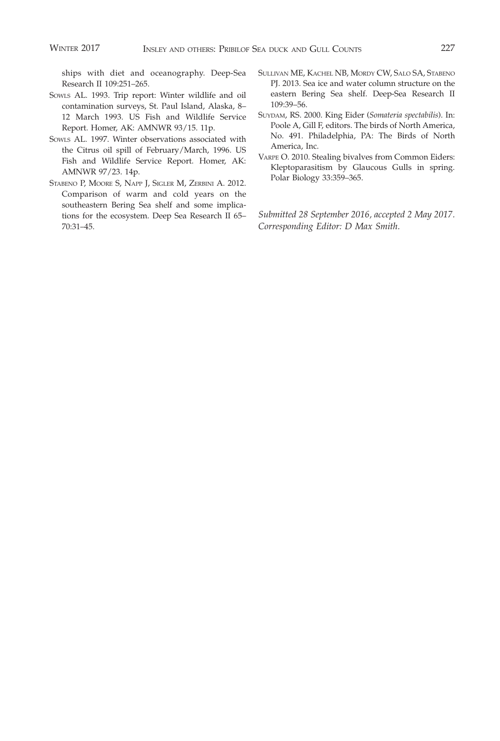ships with diet and oceanography. Deep-Sea Research II 109:251–265.

Sowls AL. 1993. Trip report: Winter wildlife and oil contamination surveys, St. Paul Island, Alaska, 8–12 March 1993. US Fish and Wildlife Service Report. Homer, AK: AMNWR 93/15. 11p.

Sowls AL. 1997. Winter observations associated with the Citrus oil spill of February/March, 1996. US Fish and Wildlife Service Report. Homer, AK: AMNWR 97/23. 14p.

Stabeno P, Moore S, Napp J, Sigler M, Zerbini A. 2012. Comparison of warm and cold years on the southeastern Bering Sea shelf and some implications for the ecosystem. Deep Sea Research II 65–70:31–45.

Sullivan ME, Kachel NB, Mordy CW, Salo SA, Stabeno PJ. 2013. Sea ice and water column structure on the eastern Bering Sea shelf. Deep-Sea Research II 109:39–56.

Suydam, RS. 2000. King Eider (*Somateria spectabilis*). In: Poole A, Gill F, editors. The birds of North America, No. 491. Philadelphia, PA: The Birds of North America, Inc.

Varpe O. 2010. Stealing bivalves from Common Eiders: Kleptoparasitism by Glaucous Gulls in spring. Polar Biology 33:359–365.

*Submitted 28 September 2016, accepted 2 May 2017. Corresponding Editor: D Max Smith.*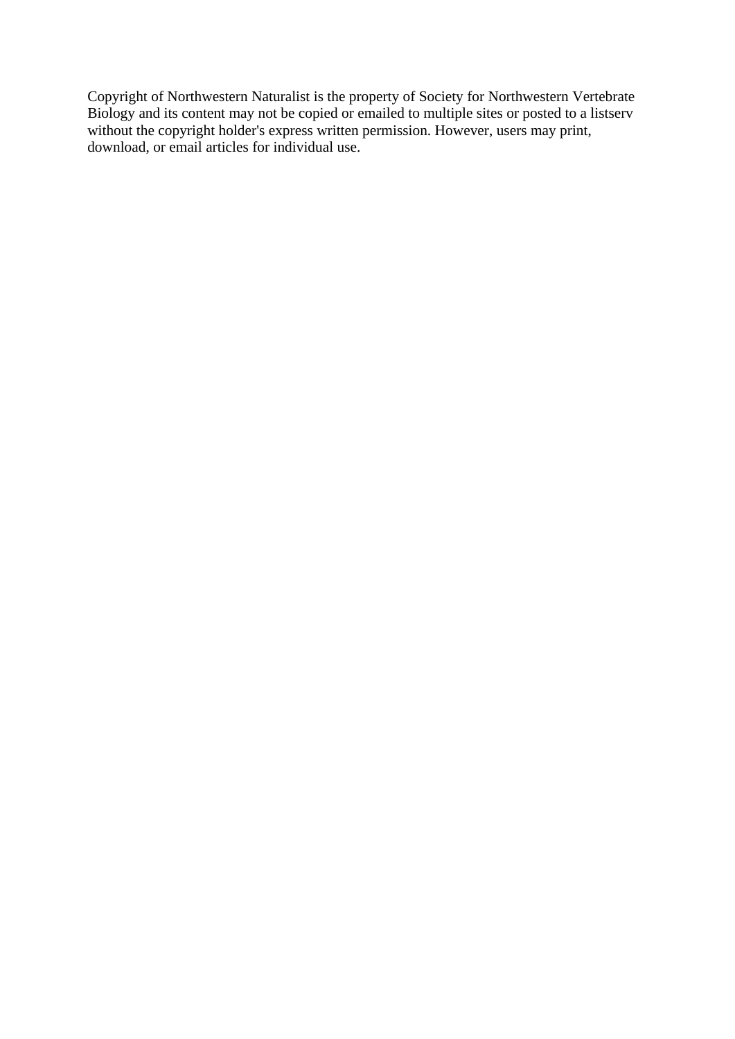Copyright of Northwestern Naturalist is the property of Society for Northwestern Vertebrate Biology and its content may not be copied or emailed to multiple sites or posted to a listserv without the copyright holder's express written permission. However, users may print, download, or email articles for individual use.